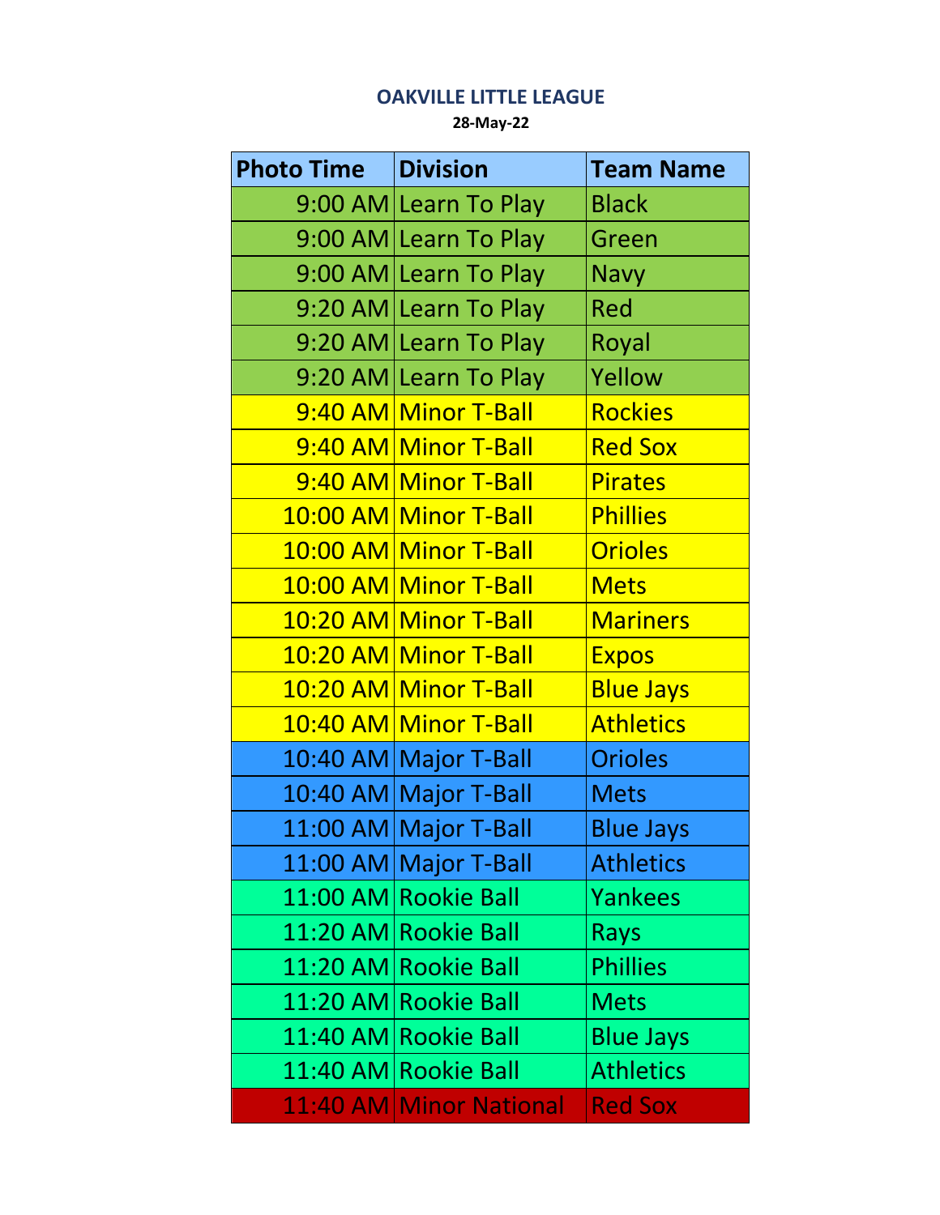# OAKVILLE LITTLE LEAGUE

**28-May-22**

| Photo Time | Division | Team Name |
|---|---|---|
| 9:00 AM | Learn To Play | Black |
| 9:00 AM | Learn To Play | Green |
| 9:00 AM | Learn To Play | Navy |
| 9:20 AM | Learn To Play | Red |
| 9:20 AM | Learn To Play | Royal |
| 9:20 AM | Learn To Play | Yellow |
| 9:40 AM | Minor T-Ball | Rockies |
| 9:40 AM | Minor T-Ball | Red Sox |
| 9:40 AM | Minor T-Ball | Pirates |
| 10:00 AM | Minor T-Ball | Phillies |
| 10:00 AM | Minor T-Ball | Orioles |
| 10:00 AM | Minor T-Ball | Mets |
| 10:20 AM | Minor T-Ball | Mariners |
| 10:20 AM | Minor T-Ball | Expos |
| 10:20 AM | Minor T-Ball | Blue Jays |
| 10:40 AM | Minor T-Ball | Athletics |
| 10:40 AM | Major T-Ball | Orioles |
| 10:40 AM | Major T-Ball | Mets |
| 11:00 AM | Major T-Ball | Blue Jays |
| 11:00 AM | Major T-Ball | Athletics |
| 11:00 AM | Rookie Ball | Yankees |
| 11:20 AM | Rookie Ball | Rays |
| 11:20 AM | Rookie Ball | Phillies |
| 11:20 AM | Rookie Ball | Mets |
| 11:40 AM | Rookie Ball | Blue Jays |
| 11:40 AM | Rookie Ball | Athletics |
| 11:40 AM | Minor National | Red Sox |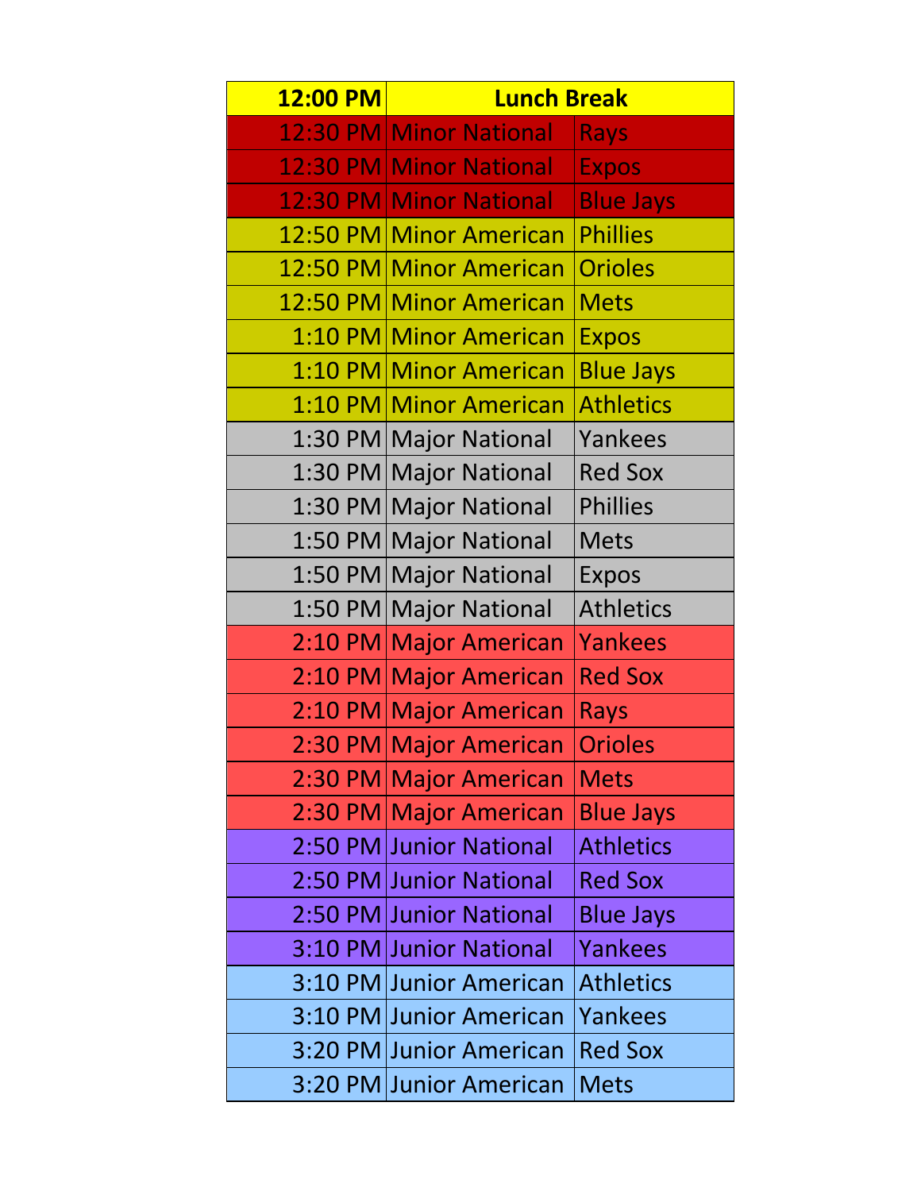| 12:00 PM | Lunch Break | |
|---|---|---|
| 12:30 PM | Minor National | Rays |
| 12:30 PM | Minor National | Expos |
| 12:30 PM | Minor National | Blue Jays |
| 12:50 PM | Minor American | Phillies |
| 12:50 PM | Minor American | Orioles |
| 12:50 PM | Minor American | Mets |
| 1:10 PM | Minor American | Expos |
| 1:10 PM | Minor American | Blue Jays |
| 1:10 PM | Minor American | Athletics |
| 1:30 PM | Major National | Yankees |
| 1:30 PM | Major National | Red Sox |
| 1:30 PM | Major National | Phillies |
| 1:50 PM | Major National | Mets |
| 1:50 PM | Major National | Expos |
| 1:50 PM | Major National | Athletics |
| 2:10 PM | Major American | Yankees |
| 2:10 PM | Major American | Red Sox |
| 2:10 PM | Major American | Rays |
| 2:30 PM | Major American | Orioles |
| 2:30 PM | Major American | Mets |
| 2:30 PM | Major American | Blue Jays |
| 2:50 PM | Junior National | Athletics |
| 2:50 PM | Junior National | Red Sox |
| 2:50 PM | Junior National | Blue Jays |
| 3:10 PM | Junior National | Yankees |
| 3:10 PM | Junior American | Athletics |
| 3:10 PM | Junior American | Yankees |
| 3:20 PM | Junior American | Red Sox |
| 3:20 PM | Junior American | Mets |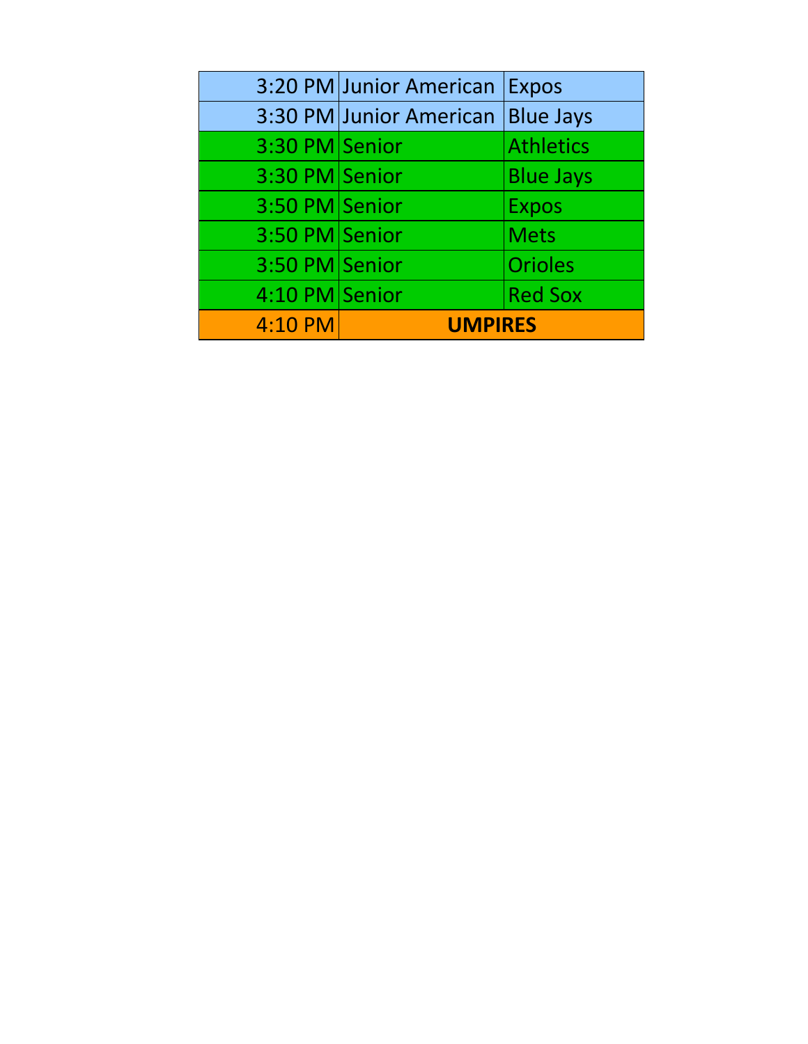| | | |
|---|---|---|
| 3:20 PM | Junior American | Expos |
| 3:30 PM | Junior American | Blue Jays |
| 3:30 PM | Senior | Athletics |
| 3:30 PM | Senior | Blue Jays |
| 3:50 PM | Senior | Expos |
| 3:50 PM | Senior | Mets |
| 3:50 PM | Senior | Orioles |
| 4:10 PM | Senior | Red Sox |
| 4:10 PM | **UMPIRES** | |